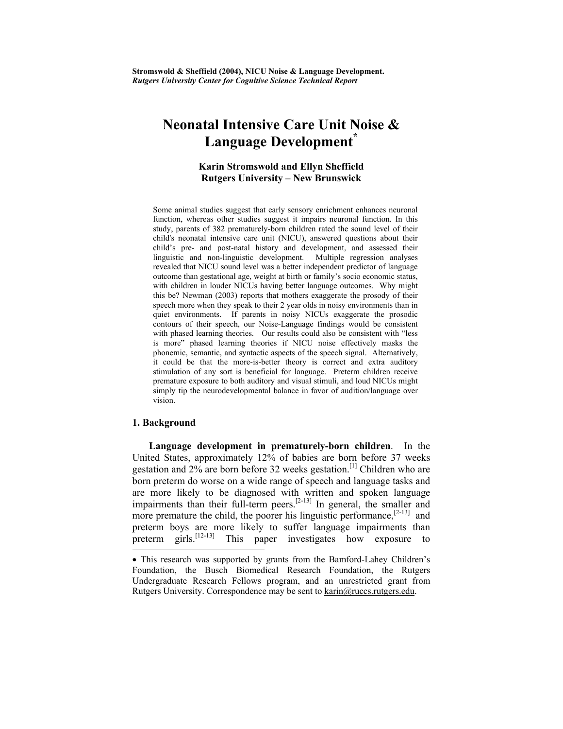# Neonatal Intensive Care Unit Noise & Language Development[*]

**Karin Stromswold and Ellyn Sheffield**
**Rutgers University – New Brunswick**

Some animal studies suggest that early sensory enrichment enhances neuronal function, whereas other studies suggest it impairs neuronal function. In this study, parents of 382 prematurely-born children rated the sound level of their child's neonatal intensive care unit (NICU), answered questions about their child's pre- and post-natal history and development, and assessed their linguistic and non-linguistic development. Multiple regression analyses revealed that NICU sound level was a better independent predictor of language outcome than gestational age, weight at birth or family's socio economic status, with children in louder NICUs having better language outcomes. Why might this be? Newman (2003) reports that mothers exaggerate the prosody of their speech more when they speak to their 2 year olds in noisy environments than in quiet environments. If parents in noisy NICUs exaggerate the prosodic contours of their speech, our Noise-Language findings would be consistent with phased learning theories. Our results could also be consistent with "less is more" phased learning theories if NICU noise effectively masks the phonemic, semantic, and syntactic aspects of the speech signal. Alternatively, it could be that the more-is-better theory is correct and extra auditory stimulation of any sort is beneficial for language. Preterm children receive premature exposure to both auditory and visual stimuli, and loud NICUs might simply tip the neurodevelopmental balance in favor of audition/language over vision.

## 1. Background

**Language development in prematurely-born children**. In the United States, approximately 12% of babies are born before 37 weeks gestation and 2% are born before 32 weeks gestation.[1] Children who are born preterm do worse on a wide range of speech and language tasks and are more likely to be diagnosed with written and spoken language impairments than their full-term peers.[2-13] In general, the smaller and more premature the child, the poorer his linguistic performance,[2-13] and preterm boys are more likely to suffer language impairments than preterm girls.[12-13] This paper investigates how exposure to

---

* This research was supported by grants from the Bamford-Lahey Children's Foundation, the Busch Biomedical Research Foundation, the Rutgers Undergraduate Research Fellows program, and an unrestricted grant from Rutgers University. Correspondence may be sent to karin@ruccs.rutgers.edu.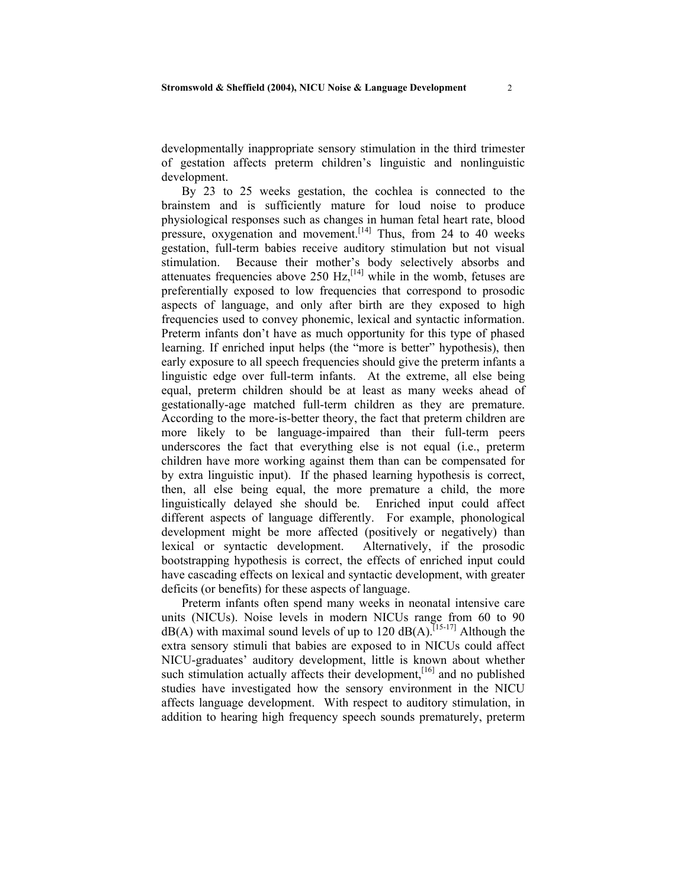developmentally inappropriate sensory stimulation in the third trimester of gestation affects preterm children's linguistic and nonlinguistic development.

By 23 to 25 weeks gestation, the cochlea is connected to the brainstem and is sufficiently mature for loud noise to produce physiological responses such as changes in human fetal heart rate, blood pressure, oxygenation and movement.[14] Thus, from 24 to 40 weeks gestation, full-term babies receive auditory stimulation but not visual stimulation. Because their mother's body selectively absorbs and attenuates frequencies above 250 Hz,[14] while in the womb, fetuses are preferentially exposed to low frequencies that correspond to prosodic aspects of language, and only after birth are they exposed to high frequencies used to convey phonemic, lexical and syntactic information. Preterm infants don't have as much opportunity for this type of phased learning. If enriched input helps (the "more is better" hypothesis), then early exposure to all speech frequencies should give the preterm infants a linguistic edge over full-term infants. At the extreme, all else being equal, preterm children should be at least as many weeks ahead of gestationally-age matched full-term children as they are premature. According to the more-is-better theory, the fact that preterm children are more likely to be language-impaired than their full-term peers underscores the fact that everything else is not equal (i.e., preterm children have more working against them than can be compensated for by extra linguistic input). If the phased learning hypothesis is correct, then, all else being equal, the more premature a child, the more linguistically delayed she should be. Enriched input could affect different aspects of language differently. For example, phonological development might be more affected (positively or negatively) than lexical or syntactic development. Alternatively, if the prosodic bootstrapping hypothesis is correct, the effects of enriched input could have cascading effects on lexical and syntactic development, with greater deficits (or benefits) for these aspects of language.

Preterm infants often spend many weeks in neonatal intensive care units (NICUs). Noise levels in modern NICUs range from 60 to 90 dB(A) with maximal sound levels of up to 120 dB(A).[15-17] Although the extra sensory stimuli that babies are exposed to in NICUs could affect NICU-graduates' auditory development, little is known about whether such stimulation actually affects their development,[16] and no published studies have investigated how the sensory environment in the NICU affects language development. With respect to auditory stimulation, in addition to hearing high frequency speech sounds prematurely, preterm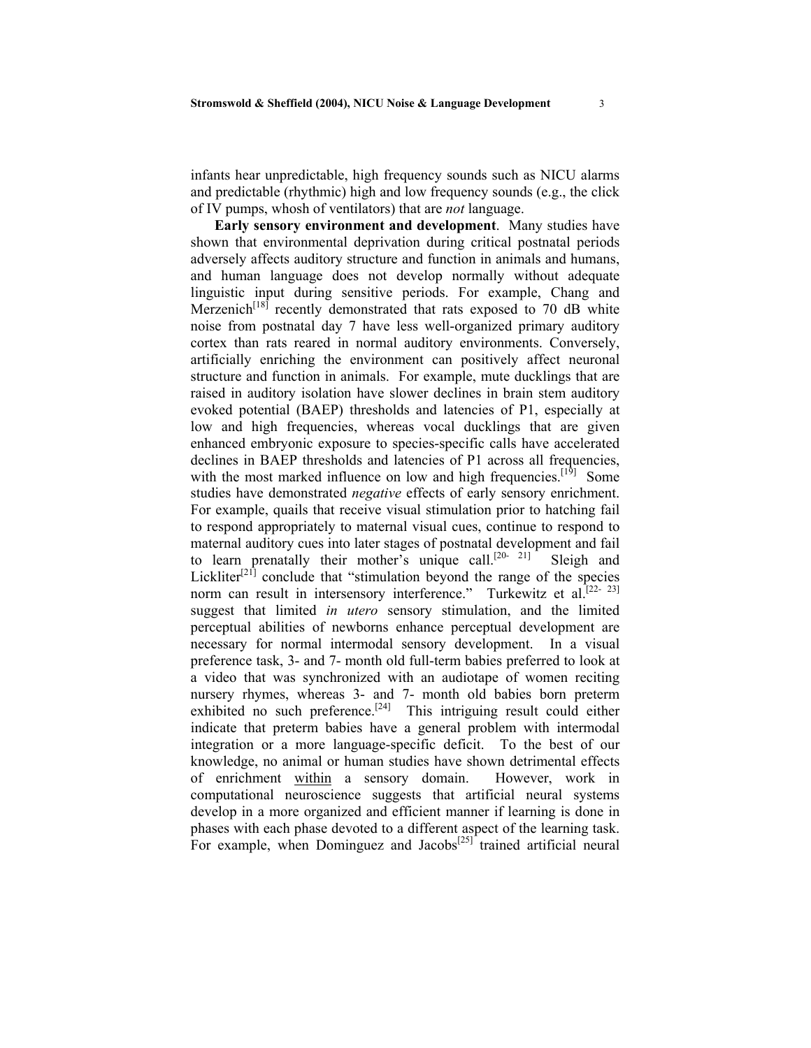infants hear unpredictable, high frequency sounds such as NICU alarms and predictable (rhythmic) high and low frequency sounds (e.g., the click of IV pumps, whosh of ventilators) that are *not* language.

**Early sensory environment and development**. Many studies have shown that environmental deprivation during critical postnatal periods adversely affects auditory structure and function in animals and humans, and human language does not develop normally without adequate linguistic input during sensitive periods. For example, Chang and Merzenich[18] recently demonstrated that rats exposed to 70 dB white noise from postnatal day 7 have less well-organized primary auditory cortex than rats reared in normal auditory environments. Conversely, artificially enriching the environment can positively affect neuronal structure and function in animals. For example, mute ducklings that are raised in auditory isolation have slower declines in brain stem auditory evoked potential (BAEP) thresholds and latencies of P1, especially at low and high frequencies, whereas vocal ducklings that are given enhanced embryonic exposure to species-specific calls have accelerated declines in BAEP thresholds and latencies of P1 across all frequencies, with the most marked influence on low and high frequencies.[19] Some studies have demonstrated *negative* effects of early sensory enrichment. For example, quails that receive visual stimulation prior to hatching fail to respond appropriately to maternal visual cues, continue to respond to maternal auditory cues into later stages of postnatal development and fail to learn prenatally their mother's unique call.[20- 21] Sleigh and Lickliter[21] conclude that "stimulation beyond the range of the species norm can result in intersensory interference." Turkewitz et al.[22- 23] suggest that limited *in utero* sensory stimulation, and the limited perceptual abilities of newborns enhance perceptual development are necessary for normal intermodal sensory development. In a visual preference task, 3- and 7- month old full-term babies preferred to look at a video that was synchronized with an audiotape of women reciting nursery rhymes, whereas 3- and 7- month old babies born preterm exhibited no such preference.[24] This intriguing result could either indicate that preterm babies have a general problem with intermodal integration or a more language-specific deficit. To the best of our knowledge, no animal or human studies have shown detrimental effects of enrichment <u>within</u> a sensory domain. However, work in computational neuroscience suggests that artificial neural systems develop in a more organized and efficient manner if learning is done in phases with each phase devoted to a different aspect of the learning task. For example, when Dominguez and Jacobs[25] trained artificial neural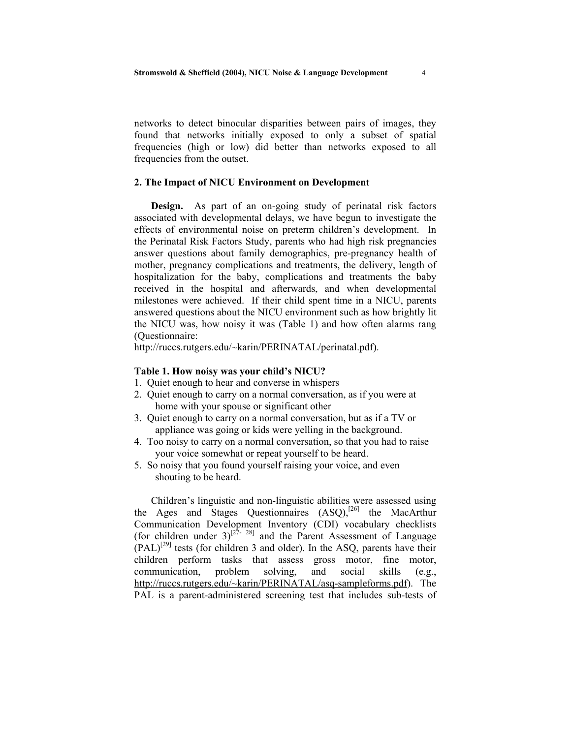networks to detect binocular disparities between pairs of images, they found that networks initially exposed to only a subset of spatial frequencies (high or low) did better than networks exposed to all frequencies from the outset.

## 2. The Impact of NICU Environment on Development

**Design.** As part of an on-going study of perinatal risk factors associated with developmental delays, we have begun to investigate the effects of environmental noise on preterm children's development. In the Perinatal Risk Factors Study, parents who had high risk pregnancies answer questions about family demographics, pre-pregnancy health of mother, pregnancy complications and treatments, the delivery, length of hospitalization for the baby, complications and treatments the baby received in the hospital and afterwards, and when developmental milestones were achieved. If their child spent time in a NICU, parents answered questions about the NICU environment such as how brightly lit the NICU was, how noisy it was (Table 1) and how often alarms rang (Questionnaire: http://ruccs.rutgers.edu/~karin/PERINATAL/perinatal.pdf).

**Table 1. How noisy was your child's NICU?**

1. Quiet enough to hear and converse in whispers
2. Quiet enough to carry on a normal conversation, as if you were at home with your spouse or significant other
3. Quiet enough to carry on a normal conversation, but as if a TV or appliance was going or kids were yelling in the background.
4. Too noisy to carry on a normal conversation, so that you had to raise your voice somewhat or repeat yourself to be heard.
5. So noisy that you found yourself raising your voice, and even shouting to be heard.

Children's linguistic and non-linguistic abilities were assessed using the Ages and Stages Questionnaires (ASQ),[26] the MacArthur Communication Development Inventory (CDI) vocabulary checklists (for children under 3)[27-28] and the Parent Assessment of Language (PAL)[29] tests (for children 3 and older). In the ASQ, parents have their children perform tasks that assess gross motor, fine motor, communication, problem solving, and social skills (e.g., http://ruccs.rutgers.edu/~karin/PERINATAL/asq-sampleforms.pdf). The PAL is a parent-administered screening test that includes sub-tests of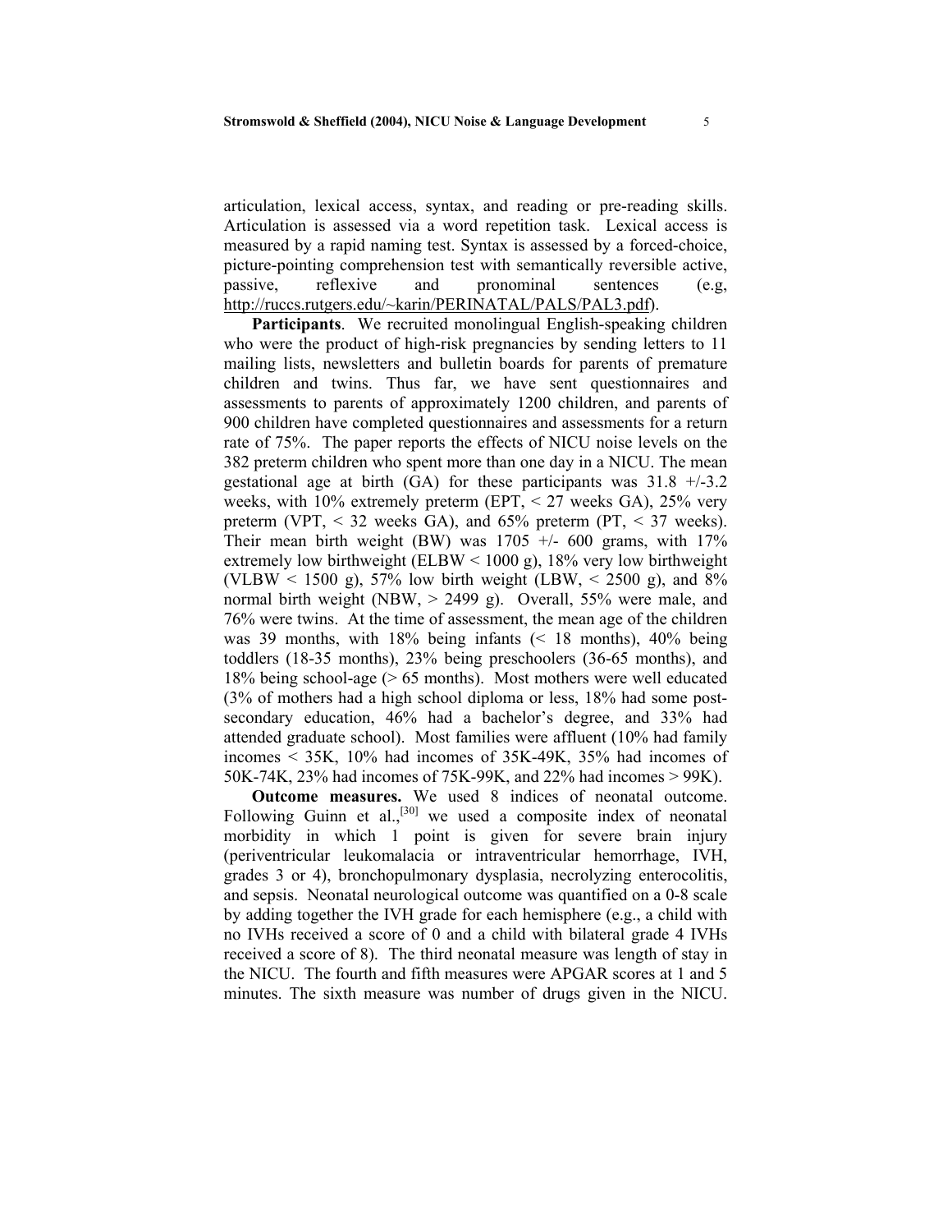articulation, lexical access, syntax, and reading or pre-reading skills. Articulation is assessed via a word repetition task. Lexical access is measured by a rapid naming test. Syntax is assessed by a forced-choice, picture-pointing comprehension test with semantically reversible active, passive, reflexive and pronominal sentences (e.g, http://ruccs.rutgers.edu/~karin/PERINATAL/PALS/PAL3.pdf).

**Participants**. We recruited monolingual English-speaking children who were the product of high-risk pregnancies by sending letters to 11 mailing lists, newsletters and bulletin boards for parents of premature children and twins. Thus far, we have sent questionnaires and assessments to parents of approximately 1200 children, and parents of 900 children have completed questionnaires and assessments for a return rate of 75%. The paper reports the effects of NICU noise levels on the 382 preterm children who spent more than one day in a NICU. The mean gestational age at birth (GA) for these participants was 31.8 +/-3.2 weeks, with 10% extremely preterm (EPT, < 27 weeks GA), 25% very preterm (VPT, < 32 weeks GA), and 65% preterm (PT, < 37 weeks). Their mean birth weight (BW) was 1705 +/- 600 grams, with 17% extremely low birthweight (ELBW < 1000 g), 18% very low birthweight (VLBW < 1500 g), 57% low birth weight (LBW, < 2500 g), and 8% normal birth weight (NBW, > 2499 g). Overall, 55% were male, and 76% were twins. At the time of assessment, the mean age of the children was 39 months, with 18% being infants (< 18 months), 40% being toddlers (18-35 months), 23% being preschoolers (36-65 months), and 18% being school-age (> 65 months). Most mothers were well educated (3% of mothers had a high school diploma or less, 18% had some post-secondary education, 46% had a bachelor's degree, and 33% had attended graduate school). Most families were affluent (10% had family incomes < 35K, 10% had incomes of 35K-49K, 35% had incomes of 50K-74K, 23% had incomes of 75K-99K, and 22% had incomes > 99K).

**Outcome measures.** We used 8 indices of neonatal outcome. Following Guinn et al.,[30] we used a composite index of neonatal morbidity in which 1 point is given for severe brain injury (periventricular leukomalacia or intraventricular hemorrhage, IVH, grades 3 or 4), bronchopulmonary dysplasia, necrolyzing enterocolitis, and sepsis. Neonatal neurological outcome was quantified on a 0-8 scale by adding together the IVH grade for each hemisphere (e.g., a child with no IVHs received a score of 0 and a child with bilateral grade 4 IVHs received a score of 8). The third neonatal measure was length of stay in the NICU. The fourth and fifth measures were APGAR scores at 1 and 5 minutes. The sixth measure was number of drugs given in the NICU.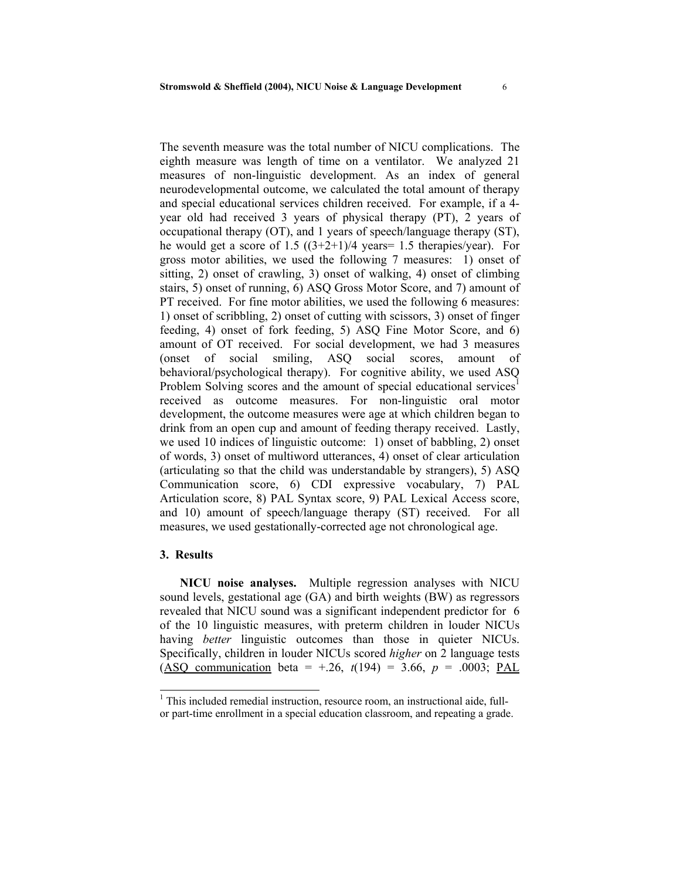The seventh measure was the total number of NICU complications. The eighth measure was length of time on a ventilator. We analyzed 21 measures of non-linguistic development. As an index of general neurodevelopmental outcome, we calculated the total amount of therapy and special educational services children received. For example, if a 4-year old had received 3 years of physical therapy (PT), 2 years of occupational therapy (OT), and 1 years of speech/language therapy (ST), he would get a score of 1.5 ((3+2+1)/4 years= 1.5 therapies/year). For gross motor abilities, we used the following 7 measures: 1) onset of sitting, 2) onset of crawling, 3) onset of walking, 4) onset of climbing stairs, 5) onset of running, 6) ASQ Gross Motor Score, and 7) amount of PT received. For fine motor abilities, we used the following 6 measures: 1) onset of scribbling, 2) onset of cutting with scissors, 3) onset of finger feeding, 4) onset of fork feeding, 5) ASQ Fine Motor Score, and 6) amount of OT received. For social development, we had 3 measures (onset of social smiling, ASQ social scores, amount of behavioral/psychological therapy). For cognitive ability, we used ASQ Problem Solving scores and the amount of special educational services[1] received as outcome measures. For non-linguistic oral motor development, the outcome measures were age at which children began to drink from an open cup and amount of feeding therapy received. Lastly, we used 10 indices of linguistic outcome: 1) onset of babbling, 2) onset of words, 3) onset of multiword utterances, 4) onset of clear articulation (articulating so that the child was understandable by strangers), 5) ASQ Communication score, 6) CDI expressive vocabulary, 7) PAL Articulation score, 8) PAL Syntax score, 9) PAL Lexical Access score, and 10) amount of speech/language therapy (ST) received. For all measures, we used gestationally-corrected age not chronological age.

## 3. Results

**NICU noise analyses.** Multiple regression analyses with NICU sound levels, gestational age (GA) and birth weights (BW) as regressors revealed that NICU sound was a significant independent predictor for 6 of the 10 linguistic measures, with preterm children in louder NICUs having *better* linguistic outcomes than those in quieter NICUs. Specifically, children in louder NICUs scored *higher* on 2 language tests (ASQ communication beta = +.26, $t(194) = 3.66$, $p = .0003$; PAL

[1] This included remedial instruction, resource room, an instructional aide, full- or part-time enrollment in a special education classroom, and repeating a grade.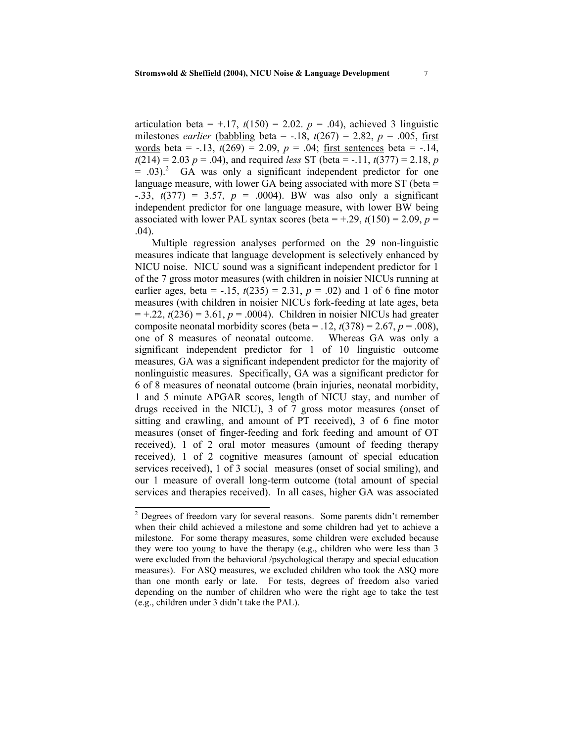<u>articulation</u> beta = +.17, $t(150) = 2.02$. $p = .04$), achieved 3 linguistic milestones *earlier* (<u>babbling</u> beta = -.18, $t(267) = 2.82$, $p = .005$, <u>first words</u> beta = -.13, $t(269) = 2.09$, $p = .04$; <u>first sentences</u> beta = -.14, $t(214) = 2.03$ $p = .04$), and required *less* ST (beta = -.11, $t(377) = 2.18$, $p = .03$).[2] GA was only a significant independent predictor for one language measure, with lower GA being associated with more ST (beta = -.33, $t(377) = 3.57$, $p = .0004$). BW was also only a significant independent predictor for one language measure, with lower BW being associated with lower PAL syntax scores (beta = +.29, $t(150) = 2.09$, $p = .04$).

Multiple regression analyses performed on the 29 non-linguistic measures indicate that language development is selectively enhanced by NICU noise. NICU sound was a significant independent predictor for 1 of the 7 gross motor measures (with children in noisier NICUs running at earlier ages, beta = -.15, $t(235) = 2.31$, $p = .02$) and 1 of 6 fine motor measures (with children in noisier NICUs fork-feeding at late ages, beta = +.22, $t(236) = 3.61$, $p = .0004$). Children in noisier NICUs had greater composite neonatal morbidity scores (beta = .12, $t(378) = 2.67$, $p = .008$), one of 8 measures of neonatal outcome. Whereas GA was only a significant independent predictor for 1 of 10 linguistic outcome measures, GA was a significant independent predictor for the majority of nonlinguistic measures. Specifically, GA was a significant predictor for 6 of 8 measures of neonatal outcome (brain injuries, neonatal morbidity, 1 and 5 minute APGAR scores, length of NICU stay, and number of drugs received in the NICU), 3 of 7 gross motor measures (onset of sitting and crawling, and amount of PT received), 3 of 6 fine motor measures (onset of finger-feeding and fork feeding and amount of OT received), 1 of 2 oral motor measures (amount of feeding therapy received), 1 of 2 cognitive measures (amount of special education services received), 1 of 3 social measures (onset of social smiling), and our 1 measure of overall long-term outcome (total amount of special services and therapies received). In all cases, higher GA was associated

---

[2] Degrees of freedom vary for several reasons. Some parents didn't remember when their child achieved a milestone and some children had yet to achieve a milestone. For some therapy measures, some children were excluded because they were too young to have the therapy (e.g., children who were less than 3 were excluded from the behavioral /psychological therapy and special education measures). For ASQ measures, we excluded children who took the ASQ more than one month early or late. For tests, degrees of freedom also varied depending on the number of children who were the right age to take the test (e.g., children under 3 didn't take the PAL).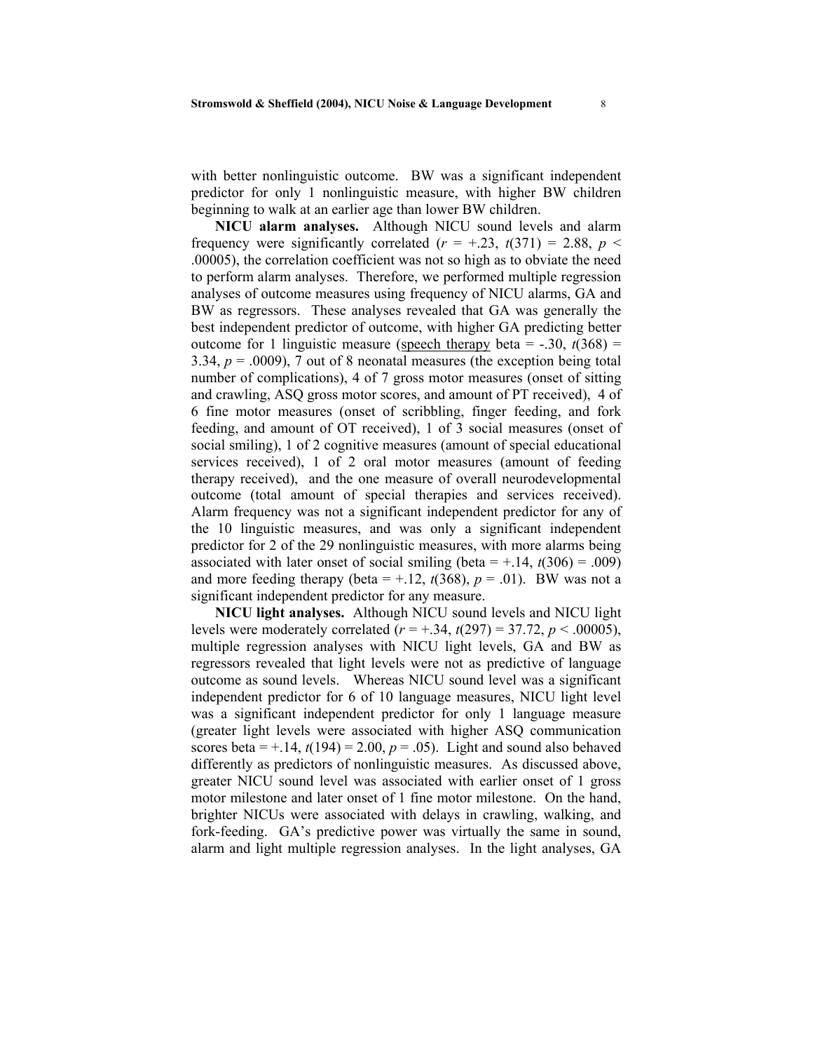with better nonlinguistic outcome. BW was a significant independent predictor for only 1 nonlinguistic measure, with higher BW children beginning to walk at an earlier age than lower BW children.

**NICU alarm analyses.** Although NICU sound levels and alarm frequency were significantly correlated ($r = +.23$, $t(371) = 2.88$, $p < .00005$), the correlation coefficient was not so high as to obviate the need to perform alarm analyses. Therefore, we performed multiple regression analyses of outcome measures using frequency of NICU alarms, GA and BW as regressors. These analyses revealed that GA was generally the best independent predictor of outcome, with higher GA predicting better outcome for 1 linguistic measure (<u>speech therapy</u> beta = -.30, $t(368) = 3.34$, $p = .0009$), 7 out of 8 neonatal measures (the exception being total number of complications), 4 of 7 gross motor measures (onset of sitting and crawling, ASQ gross motor scores, and amount of PT received), 4 of 6 fine motor measures (onset of scribbling, finger feeding, and fork feeding, and amount of OT received), 1 of 3 social measures (onset of social smiling), 1 of 2 cognitive measures (amount of special educational services received), 1 of 2 oral motor measures (amount of feeding therapy received), and the one measure of overall neurodevelopmental outcome (total amount of special therapies and services received). Alarm frequency was not a significant independent predictor for any of the 10 linguistic measures, and was only a significant independent predictor for 2 of the 29 nonlinguistic measures, with more alarms being associated with later onset of social smiling (beta = +.14, $t(306) = .009$) and more feeding therapy (beta = +.12, $t(368)$, $p = .01$). BW was not a significant independent predictor for any measure.

**NICU light analyses.** Although NICU sound levels and NICU light levels were moderately correlated ($r = +.34$, $t(297) = 37.72$, $p < .00005$), multiple regression analyses with NICU light levels, GA and BW as regressors revealed that light levels were not as predictive of language outcome as sound levels. Whereas NICU sound level was a significant independent predictor for 6 of 10 language measures, NICU light level was a significant independent predictor for only 1 language measure (greater light levels were associated with higher ASQ communication scores beta = +.14, $t(194) = 2.00$, $p = .05$). Light and sound also behaved differently as predictors of nonlinguistic measures. As discussed above, greater NICU sound level was associated with earlier onset of 1 gross motor milestone and later onset of 1 fine motor milestone. On the hand, brighter NICUs were associated with delays in crawling, walking, and fork-feeding. GA's predictive power was virtually the same in sound, alarm and light multiple regression analyses. In the light analyses, GA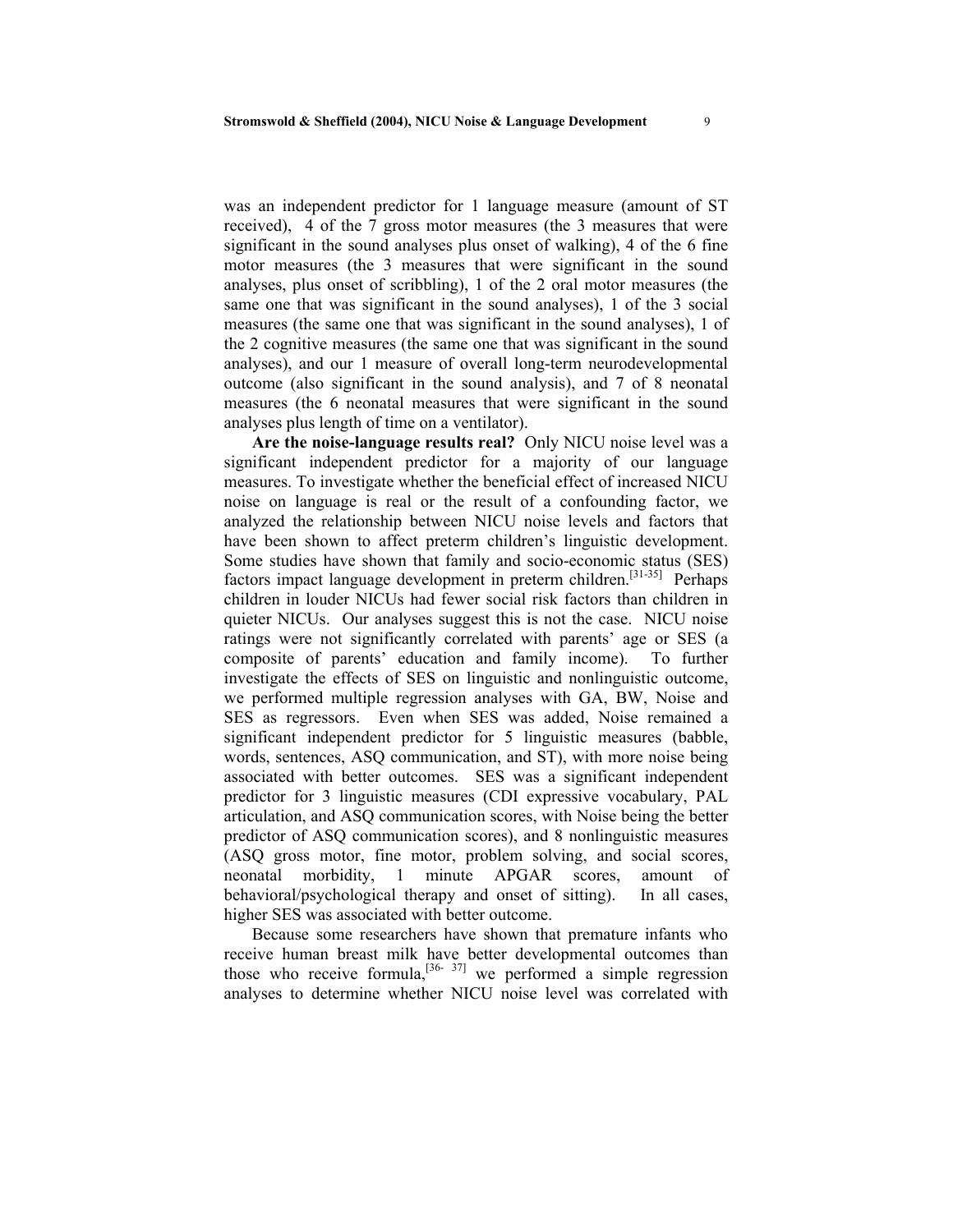was an independent predictor for 1 language measure (amount of ST received), 4 of the 7 gross motor measures (the 3 measures that were significant in the sound analyses plus onset of walking), 4 of the 6 fine motor measures (the 3 measures that were significant in the sound analyses, plus onset of scribbling), 1 of the 2 oral motor measures (the same one that was significant in the sound analyses), 1 of the 3 social measures (the same one that was significant in the sound analyses), 1 of the 2 cognitive measures (the same one that was significant in the sound analyses), and our 1 measure of overall long-term neurodevelopmental outcome (also significant in the sound analysis), and 7 of 8 neonatal measures (the 6 neonatal measures that were significant in the sound analyses plus length of time on a ventilator).

**Are the noise-language results real?** Only NICU noise level was a significant independent predictor for a majority of our language measures. To investigate whether the beneficial effect of increased NICU noise on language is real or the result of a confounding factor, we analyzed the relationship between NICU noise levels and factors that have been shown to affect preterm children's linguistic development. Some studies have shown that family and socio-economic status (SES) factors impact language development in preterm children.[31-35] Perhaps children in louder NICUs had fewer social risk factors than children in quieter NICUs. Our analyses suggest this is not the case. NICU noise ratings were not significantly correlated with parents' age or SES (a composite of parents' education and family income). To further investigate the effects of SES on linguistic and nonlinguistic outcome, we performed multiple regression analyses with GA, BW, Noise and SES as regressors. Even when SES was added, Noise remained a significant independent predictor for 5 linguistic measures (babble, words, sentences, ASQ communication, and ST), with more noise being associated with better outcomes. SES was a significant independent predictor for 3 linguistic measures (CDI expressive vocabulary, PAL articulation, and ASQ communication scores, with Noise being the better predictor of ASQ communication scores), and 8 nonlinguistic measures (ASQ gross motor, fine motor, problem solving, and social scores, neonatal morbidity, 1 minute APGAR scores, amount of behavioral/psychological therapy and onset of sitting). In all cases, higher SES was associated with better outcome.

Because some researchers have shown that premature infants who receive human breast milk have better developmental outcomes than those who receive formula,[36- 37] we performed a simple regression analyses to determine whether NICU noise level was correlated with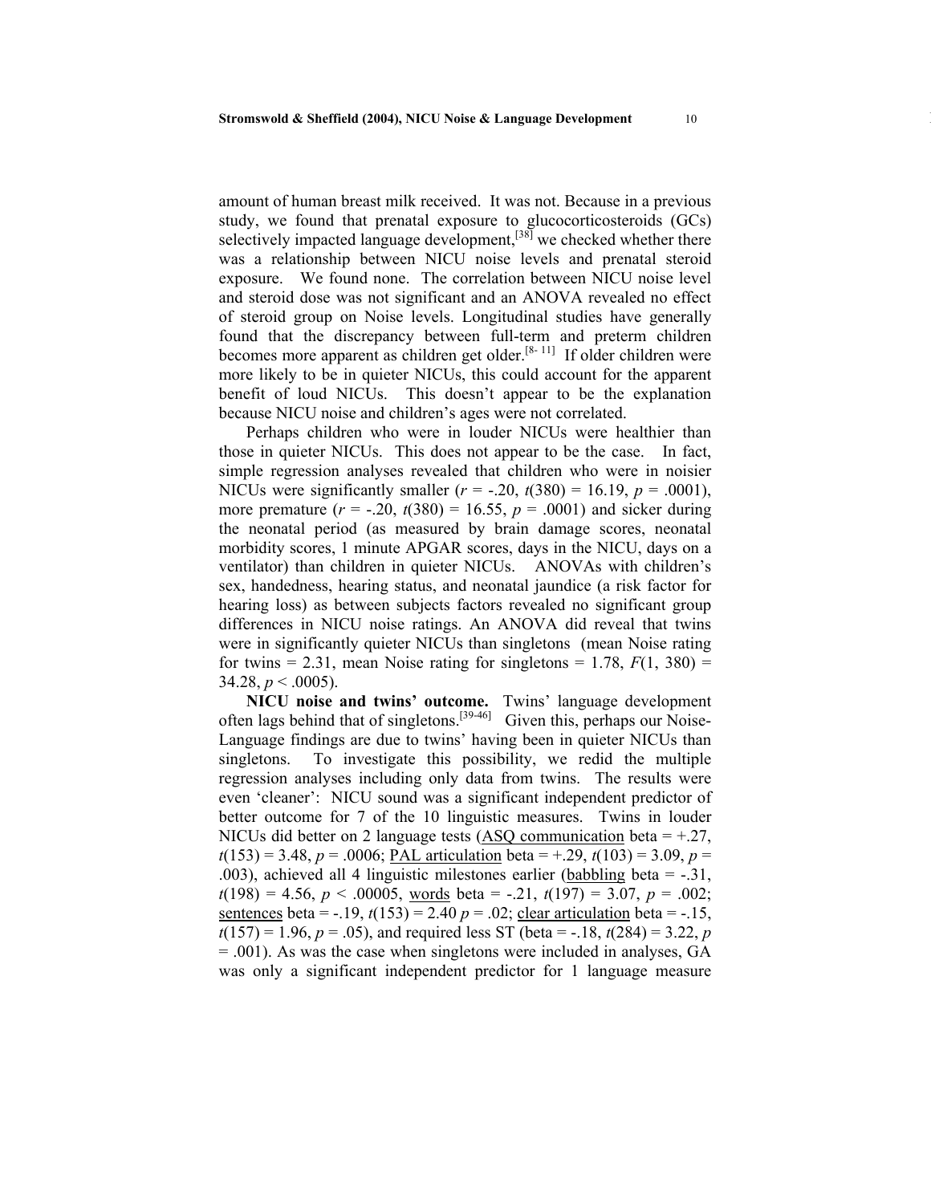amount of human breast milk received. It was not. Because in a previous study, we found that prenatal exposure to glucocorticosteroids (GCs) selectively impacted language development,[38] we checked whether there was a relationship between NICU noise levels and prenatal steroid exposure. We found none. The correlation between NICU noise level and steroid dose was not significant and an ANOVA revealed no effect of steroid group on Noise levels. Longitudinal studies have generally found that the discrepancy between full-term and preterm children becomes more apparent as children get older.[8- 11] If older children were more likely to be in quieter NICUs, this could account for the apparent benefit of loud NICUs. This doesn't appear to be the explanation because NICU noise and children's ages were not correlated.

Perhaps children who were in louder NICUs were healthier than those in quieter NICUs. This does not appear to be the case. In fact, simple regression analyses revealed that children who were in noisier NICUs were significantly smaller ($r$ = -.20, $t$(380) = 16.19, $p$ = .0001), more premature ($r$ = -.20, $t$(380) = 16.55, $p$ = .0001) and sicker during the neonatal period (as measured by brain damage scores, neonatal morbidity scores, 1 minute APGAR scores, days in the NICU, days on a ventilator) than children in quieter NICUs. ANOVAs with children's sex, handedness, hearing status, and neonatal jaundice (a risk factor for hearing loss) as between subjects factors revealed no significant group differences in NICU noise ratings. An ANOVA did reveal that twins were in significantly quieter NICUs than singletons (mean Noise rating for twins = 2.31, mean Noise rating for singletons = 1.78, $F$(1, 380) = 34.28, $p$ < .0005).

**NICU noise and twins' outcome.** Twins' language development often lags behind that of singletons.[39-46] Given this, perhaps our Noise-Language findings are due to twins' having been in quieter NICUs than singletons. To investigate this possibility, we redid the multiple regression analyses including only data from twins. The results were even 'cleaner': NICU sound was a significant independent predictor of better outcome for 7 of the 10 linguistic measures. Twins in louder NICUs did better on 2 language tests (<u>ASQ communication</u> beta = +.27, $t$(153) = 3.48, $p$ = .0006; <u>PAL articulation</u> beta = +.29, $t$(103) = 3.09, $p$ = .003), achieved all 4 linguistic milestones earlier (<u>babbling</u> beta = -.31, $t$(198) = 4.56, $p$ < .00005, <u>words</u> beta = -.21, $t$(197) = 3.07, $p$ = .002; <u>sentences</u> beta = -.19, $t$(153) = 2.40 $p$ = .02; <u>clear articulation</u> beta = -.15, $t$(157) = 1.96, $p$ = .05), and required less ST (beta = -.18, $t$(284) = 3.22, $p$ = .001). As was the case when singletons were included in analyses, GA was only a significant independent predictor for 1 language measure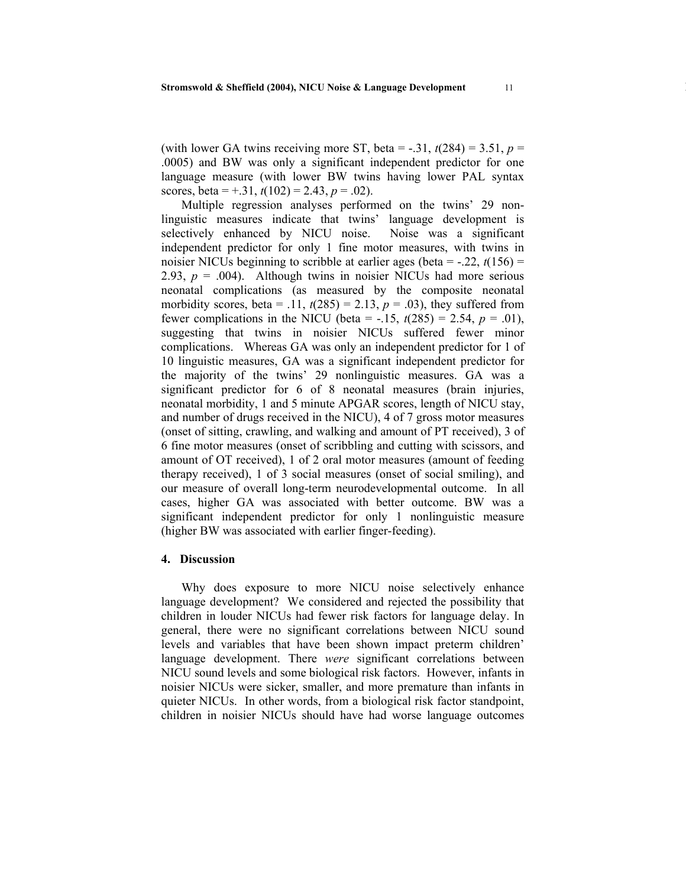(with lower GA twins receiving more ST, beta = -.31, $t(284) = 3.51$, $p = .0005$) and BW was only a significant independent predictor for one language measure (with lower BW twins having lower PAL syntax scores, beta = +.31, $t(102) = 2.43$, $p = .02$).

Multiple regression analyses performed on the twins' 29 non-linguistic measures indicate that twins' language development is selectively enhanced by NICU noise. Noise was a significant independent predictor for only 1 fine motor measures, with twins in noisier NICUs beginning to scribble at earlier ages (beta = -.22, $t(156) = 2.93$, $p = .004$). Although twins in noisier NICUs had more serious neonatal complications (as measured by the composite neonatal morbidity scores, beta = .11, $t(285) = 2.13$, $p = .03$), they suffered from fewer complications in the NICU (beta = -.15, $t(285) = 2.54$, $p = .01$), suggesting that twins in noisier NICUs suffered fewer minor complications. Whereas GA was only an independent predictor for 1 of 10 linguistic measures, GA was a significant independent predictor for the majority of the twins' 29 nonlinguistic measures. GA was a significant predictor for 6 of 8 neonatal measures (brain injuries, neonatal morbidity, 1 and 5 minute APGAR scores, length of NICU stay, and number of drugs received in the NICU), 4 of 7 gross motor measures (onset of sitting, crawling, and walking and amount of PT received), 3 of 6 fine motor measures (onset of scribbling and cutting with scissors, and amount of OT received), 1 of 2 oral motor measures (amount of feeding therapy received), 1 of 3 social measures (onset of social smiling), and our measure of overall long-term neurodevelopmental outcome. In all cases, higher GA was associated with better outcome. BW was a significant independent predictor for only 1 nonlinguistic measure (higher BW was associated with earlier finger-feeding).

## 4. Discussion

Why does exposure to more NICU noise selectively enhance language development? We considered and rejected the possibility that children in louder NICUs had fewer risk factors for language delay. In general, there were no significant correlations between NICU sound levels and variables that have been shown impact preterm children' language development. There *were* significant correlations between NICU sound levels and some biological risk factors. However, infants in noisier NICUs were sicker, smaller, and more premature than infants in quieter NICUs. In other words, from a biological risk factor standpoint, children in noisier NICUs should have had worse language outcomes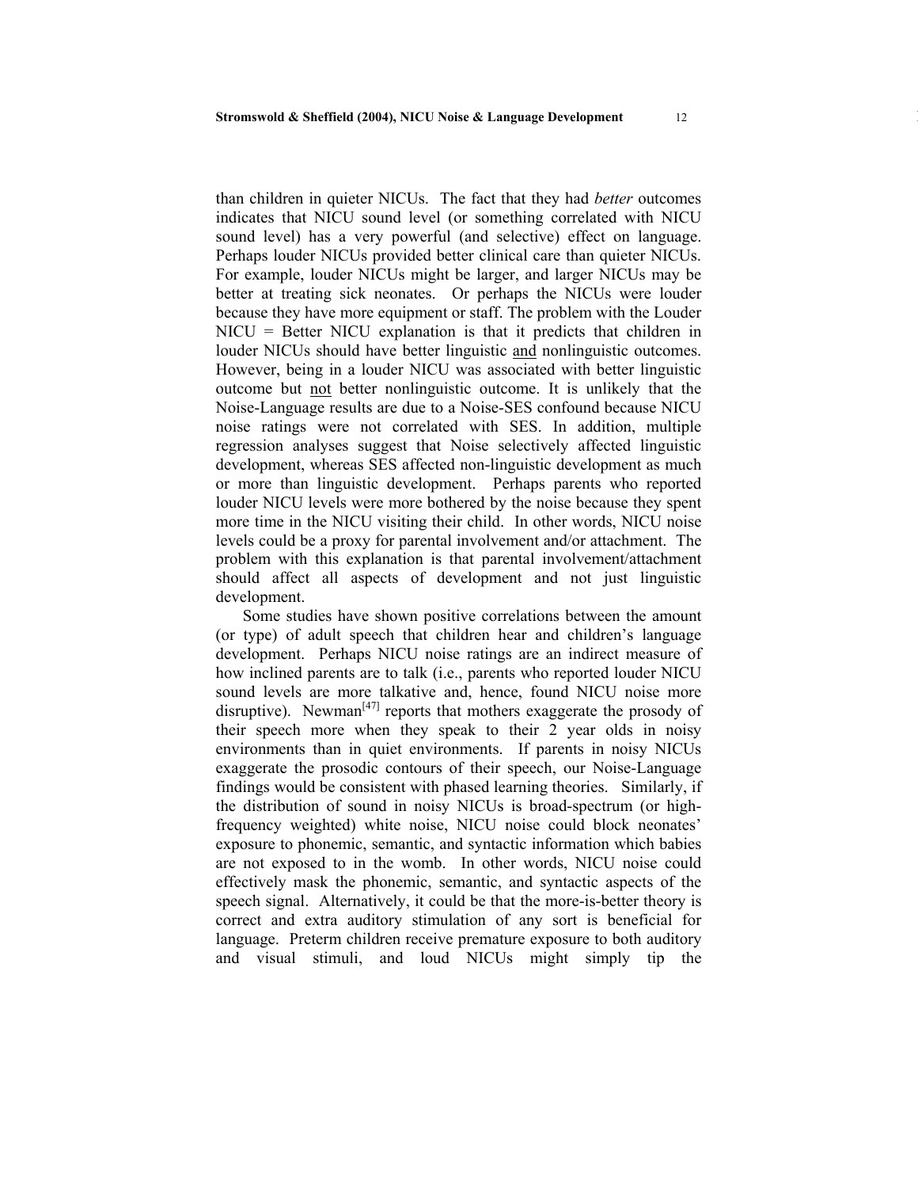than children in quieter NICUs. The fact that they had *better* outcomes indicates that NICU sound level (or something correlated with NICU sound level) has a very powerful (and selective) effect on language. Perhaps louder NICUs provided better clinical care than quieter NICUs. For example, louder NICUs might be larger, and larger NICUs may be better at treating sick neonates. Or perhaps the NICUs were louder because they have more equipment or staff. The problem with the Louder NICU = Better NICU explanation is that it predicts that children in louder NICUs should have better linguistic <u>and</u> nonlinguistic outcomes. However, being in a louder NICU was associated with better linguistic outcome but <u>not</u> better nonlinguistic outcome. It is unlikely that the Noise-Language results are due to a Noise-SES confound because NICU noise ratings were not correlated with SES. In addition, multiple regression analyses suggest that Noise selectively affected linguistic development, whereas SES affected non-linguistic development as much or more than linguistic development. Perhaps parents who reported louder NICU levels were more bothered by the noise because they spent more time in the NICU visiting their child. In other words, NICU noise levels could be a proxy for parental involvement and/or attachment. The problem with this explanation is that parental involvement/attachment should affect all aspects of development and not just linguistic development.

Some studies have shown positive correlations between the amount (or type) of adult speech that children hear and children's language development. Perhaps NICU noise ratings are an indirect measure of how inclined parents are to talk (i.e., parents who reported louder NICU sound levels are more talkative and, hence, found NICU noise more disruptive). Newman[47] reports that mothers exaggerate the prosody of their speech more when they speak to their 2 year olds in noisy environments than in quiet environments. If parents in noisy NICUs exaggerate the prosodic contours of their speech, our Noise-Language findings would be consistent with phased learning theories. Similarly, if the distribution of sound in noisy NICUs is broad-spectrum (or high-frequency weighted) white noise, NICU noise could block neonates' exposure to phonemic, semantic, and syntactic information which babies are not exposed to in the womb. In other words, NICU noise could effectively mask the phonemic, semantic, and syntactic aspects of the speech signal. Alternatively, it could be that the more-is-better theory is correct and extra auditory stimulation of any sort is beneficial for language. Preterm children receive premature exposure to both auditory and visual stimuli, and loud NICUs might simply tip the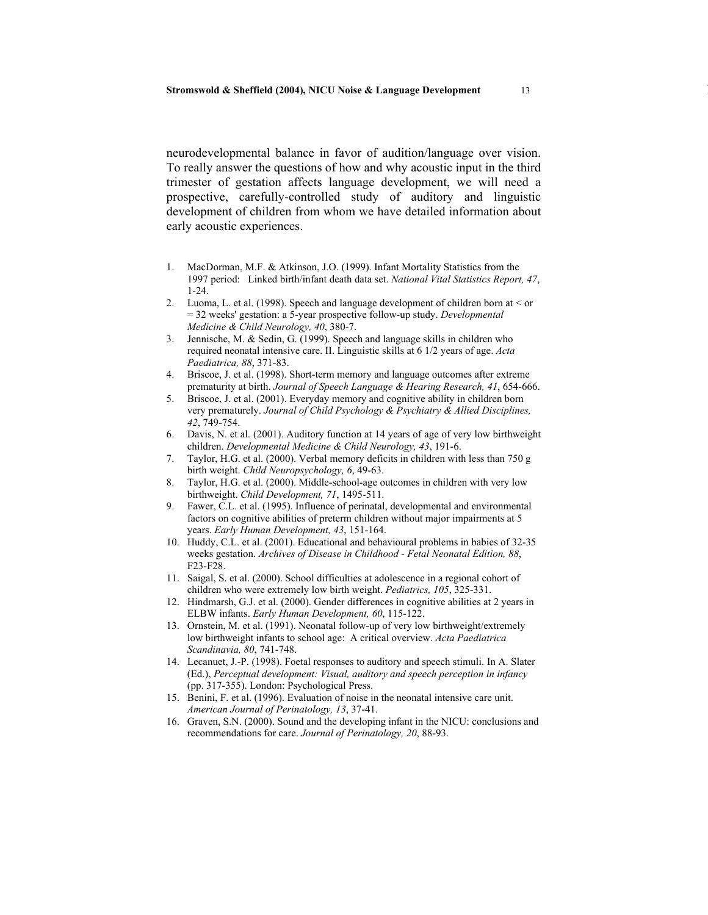neurodevelopmental balance in favor of audition/language over vision. To really answer the questions of how and why acoustic input in the third trimester of gestation affects language development, we will need a prospective, carefully-controlled study of auditory and linguistic development of children from whom we have detailed information about early acoustic experiences.

1. MacDorman, M.F. & Atkinson, J.O. (1999). Infant Mortality Statistics from the 1997 period: Linked birth/infant death data set. *National Vital Statistics Report, 47*, 1-24.
2. Luoma, L. et al. (1998). Speech and language development of children born at < or = 32 weeks' gestation: a 5-year prospective follow-up study. *Developmental Medicine & Child Neurology, 40*, 380-7.
3. Jennische, M. & Sedin, G. (1999). Speech and language skills in children who required neonatal intensive care. II. Linguistic skills at 6 1/2 years of age. *Acta Paediatrica, 88*, 371-83.
4. Briscoe, J. et al. (1998). Short-term memory and language outcomes after extreme prematurity at birth. *Journal of Speech Language & Hearing Research, 41*, 654-666.
5. Briscoe, J. et al. (2001). Everyday memory and cognitive ability in children born very prematurely. *Journal of Child Psychology & Psychiatry & Allied Disciplines, 42*, 749-754.
6. Davis, N. et al. (2001). Auditory function at 14 years of age of very low birthweight children. *Developmental Medicine & Child Neurology, 43*, 191-6.
7. Taylor, H.G. et al. (2000). Verbal memory deficits in children with less than 750 g birth weight. *Child Neuropsychology, 6*, 49-63.
8. Taylor, H.G. et al. (2000). Middle-school-age outcomes in children with very low birthweight. *Child Development, 71*, 1495-511.
9. Fawer, C.L. et al. (1995). Influence of perinatal, developmental and environmental factors on cognitive abilities of preterm children without major impairments at 5 years. *Early Human Development, 43*, 151-164.
10. Huddy, C.L. et al. (2001). Educational and behavioural problems in babies of 32-35 weeks gestation. *Archives of Disease in Childhood - Fetal Neonatal Edition, 88*, F23-F28.
11. Saigal, S. et al. (2000). School difficulties at adolescence in a regional cohort of children who were extremely low birth weight. *Pediatrics, 105*, 325-331.
12. Hindmarsh, G.J. et al. (2000). Gender differences in cognitive abilities at 2 years in ELBW infants. *Early Human Development, 60*, 115-122.
13. Ornstein, M. et al. (1991). Neonatal follow-up of very low birthweight/extremely low birthweight infants to school age: A critical overview. *Acta Paediatrica Scandinavia, 80*, 741-748.
14. Lecanuet, J.-P. (1998). Foetal responses to auditory and speech stimuli. In A. Slater (Ed.), *Perceptual development: Visual, auditory and speech perception in infancy* (pp. 317-355). London: Psychological Press.
15. Benini, F. et al. (1996). Evaluation of noise in the neonatal intensive care unit. *American Journal of Perinatology, 13*, 37-41.
16. Graven, S.N. (2000). Sound and the developing infant in the NICU: conclusions and recommendations for care. *Journal of Perinatology, 20*, 88-93.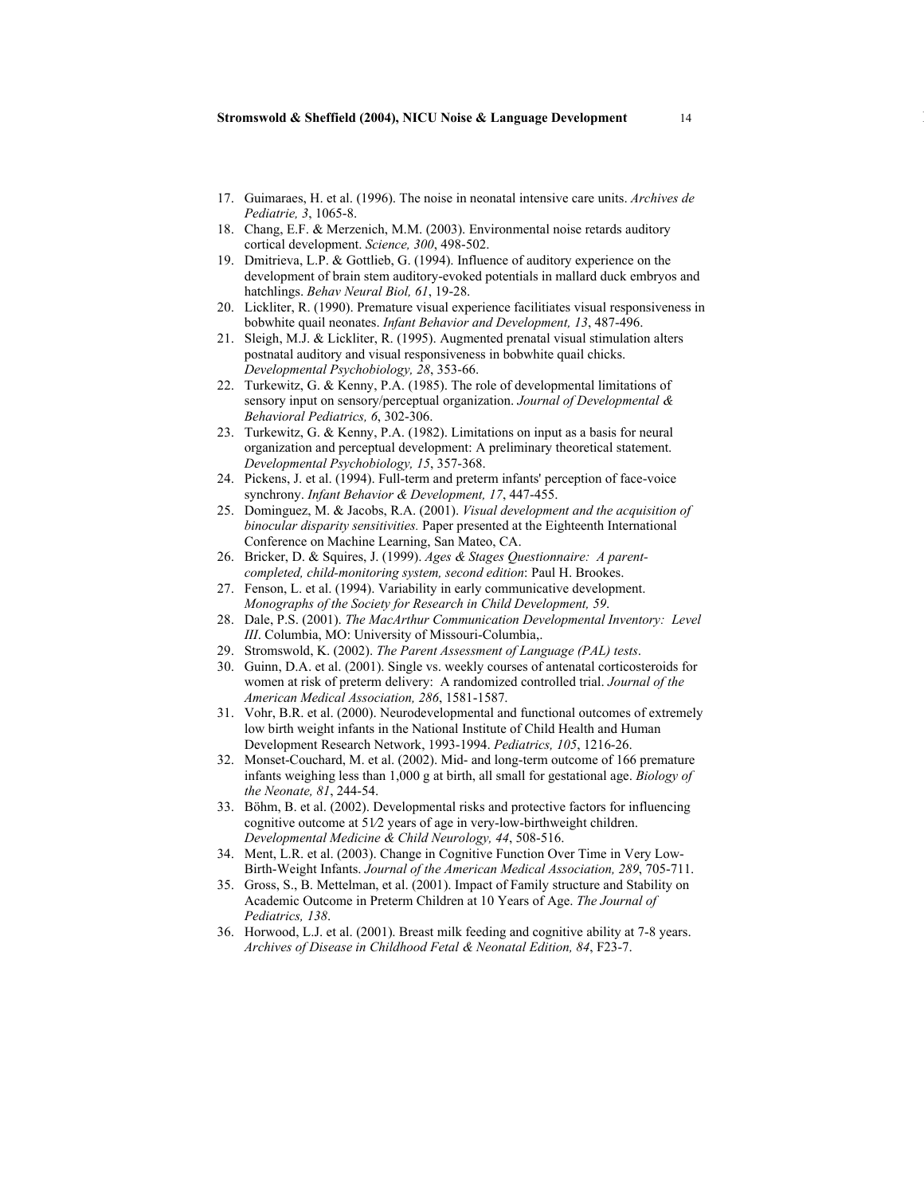17. Guimaraes, H. et al. (1996). The noise in neonatal intensive care units. *Archives de Pediatrie, 3*, 1065-8.
18. Chang, E.F. & Merzenich, M.M. (2003). Environmental noise retards auditory cortical development. *Science, 300*, 498-502.
19. Dmitrieva, L.P. & Gottlieb, G. (1994). Influence of auditory experience on the development of brain stem auditory-evoked potentials in mallard duck embryos and hatchlings. *Behav Neural Biol, 61*, 19-28.
20. Lickliter, R. (1990). Premature visual experience facilitiates visual responsiveness in bobwhite quail neonates. *Infant Behavior and Development, 13*, 487-496.
21. Sleigh, M.J. & Lickliter, R. (1995). Augmented prenatal visual stimulation alters postnatal auditory and visual responsiveness in bobwhite quail chicks. *Developmental Psychobiology, 28*, 353-66.
22. Turkewitz, G. & Kenny, P.A. (1985). The role of developmental limitations of sensory input on sensory/perceptual organization. *Journal of Developmental & Behavioral Pediatrics, 6*, 302-306.
23. Turkewitz, G. & Kenny, P.A. (1982). Limitations on input as a basis for neural organization and perceptual development: A preliminary theoretical statement. *Developmental Psychobiology, 15*, 357-368.
24. Pickens, J. et al. (1994). Full-term and preterm infants' perception of face-voice synchrony. *Infant Behavior & Development, 17*, 447-455.
25. Dominguez, M. & Jacobs, R.A. (2001). *Visual development and the acquisition of binocular disparity sensitivities.* Paper presented at the Eighteenth International Conference on Machine Learning, San Mateo, CA.
26. Bricker, D. & Squires, J. (1999). *Ages & Stages Questionnaire: A parent-completed, child-monitoring system, second edition*: Paul H. Brookes.
27. Fenson, L. et al. (1994). Variability in early communicative development. *Monographs of the Society for Research in Child Development, 59*.
28. Dale, P.S. (2001). *The MacArthur Communication Developmental Inventory: Level III*. Columbia, MO: University of Missouri-Columbia,.
29. Stromswold, K. (2002). *The Parent Assessment of Language (PAL) tests*.
30. Guinn, D.A. et al. (2001). Single vs. weekly courses of antenatal corticosteroids for women at risk of preterm delivery: A randomized controlled trial. *Journal of the American Medical Association, 286*, 1581-1587.
31. Vohr, B.R. et al. (2000). Neurodevelopmental and functional outcomes of extremely low birth weight infants in the National Institute of Child Health and Human Development Research Network, 1993-1994. *Pediatrics, 105*, 1216-26.
32. Monset-Couchard, M. et al. (2002). Mid- and long-term outcome of 166 premature infants weighing less than 1,000 g at birth, all small for gestational age. *Biology of the Neonate, 81*, 244-54.
33. Böhm, B. et al. (2002). Developmental risks and protective factors for influencing cognitive outcome at 51⁄2 years of age in very-low-birthweight children. *Developmental Medicine & Child Neurology, 44*, 508-516.
34. Ment, L.R. et al. (2003). Change in Cognitive Function Over Time in Very Low-Birth-Weight Infants. *Journal of the American Medical Association, 289*, 705-711.
35. Gross, S., B. Mettelman, et al. (2001). Impact of Family structure and Stability on Academic Outcome in Preterm Children at 10 Years of Age. *The Journal of Pediatrics, 138*.
36. Horwood, L.J. et al. (2001). Breast milk feeding and cognitive ability at 7-8 years. *Archives of Disease in Childhood Fetal & Neonatal Edition, 84*, F23-7.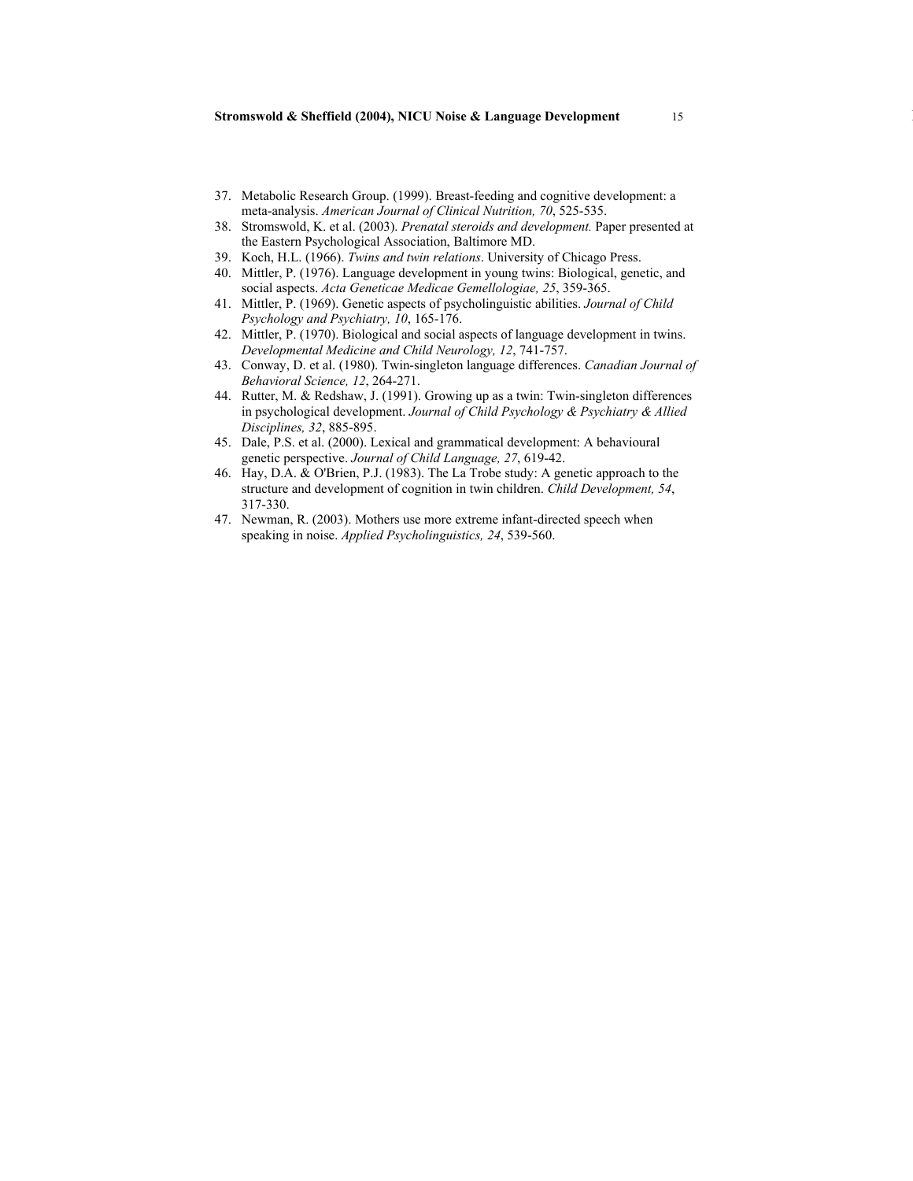37. Metabolic Research Group. (1999). Breast-feeding and cognitive development: a meta-analysis. *American Journal of Clinical Nutrition, 70*, 525-535.
38. Stromswold, K. et al. (2003). *Prenatal steroids and development.* Paper presented at the Eastern Psychological Association, Baltimore MD.
39. Koch, H.L. (1966). *Twins and twin relations*. University of Chicago Press.
40. Mittler, P. (1976). Language development in young twins: Biological, genetic, and social aspects. *Acta Geneticae Medicae Gemellologiae, 25*, 359-365.
41. Mittler, P. (1969). Genetic aspects of psycholinguistic abilities. *Journal of Child Psychology and Psychiatry, 10*, 165-176.
42. Mittler, P. (1970). Biological and social aspects of language development in twins. *Developmental Medicine and Child Neurology, 12*, 741-757.
43. Conway, D. et al. (1980). Twin-singleton language differences. *Canadian Journal of Behavioral Science, 12*, 264-271.
44. Rutter, M. & Redshaw, J. (1991). Growing up as a twin: Twin-singleton differences in psychological development. *Journal of Child Psychology & Psychiatry & Allied Disciplines, 32*, 885-895.
45. Dale, P.S. et al. (2000). Lexical and grammatical development: A behavioural genetic perspective. *Journal of Child Language, 27*, 619-42.
46. Hay, D.A. & O'Brien, P.J. (1983). The La Trobe study: A genetic approach to the structure and development of cognition in twin children. *Child Development, 54*, 317-330.
47. Newman, R. (2003). Mothers use more extreme infant-directed speech when speaking in noise. *Applied Psycholinguistics, 24*, 539-560.